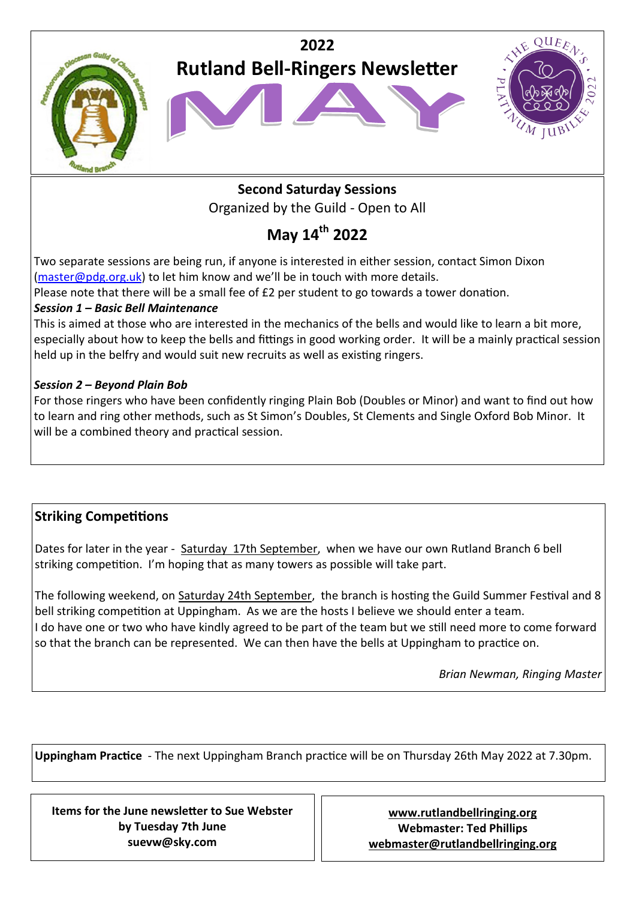# 2022

# Rutland Bell-Ringers Newsletter

# MAY

## Second Saturday Sessions

Organized by the Guild - Open to All

## May 14th 2022

Two separate sessions are being run, if anyone is interested in either session, contact Simon Dixon (master@pdg.org.uk) to let him know and we'll be in touch with more details.

Please note that there will be a small fee of £2 per student to go towards a tower donation.

***Session 1 – Basic Bell Maintenance***

This is aimed at those who are interested in the mechanics of the bells and would like to learn a bit more, especially about how to keep the bells and fittings in good working order. It will be a mainly practical session held up in the belfry and would suit new recruits as well as existing ringers.

***Session 2 – Beyond Plain Bob***

For those ringers who have been confidently ringing Plain Bob (Doubles or Minor) and want to find out how to learn and ring other methods, such as St Simon's Doubles, St Clements and Single Oxford Bob Minor. It will be a combined theory and practical session.

## Striking Competitions

Dates for later in the year - Saturday 17th September, when we have our own Rutland Branch 6 bell striking competition. I'm hoping that as many towers as possible will take part.

The following weekend, on Saturday 24th September, the branch is hosting the Guild Summer Festival and 8 bell striking competition at Uppingham. As we are the hosts I believe we should enter a team.
I do have one or two who have kindly agreed to be part of the team but we still need more to come forward so that the branch can be represented. We can then have the bells at Uppingham to practice on.

*Brian Newman, Ringing Master*

**Uppingham Practice** - The next Uppingham Branch practice will be on Thursday 26th May 2022 at 7.30pm.

**Items for the June newsletter to Sue Webster by Tuesday 7th June suevw@sky.com**

**www.rutlandbellringing.org**
**Webmaster: Ted Phillips**
**webmaster@rutlandbellringing.org**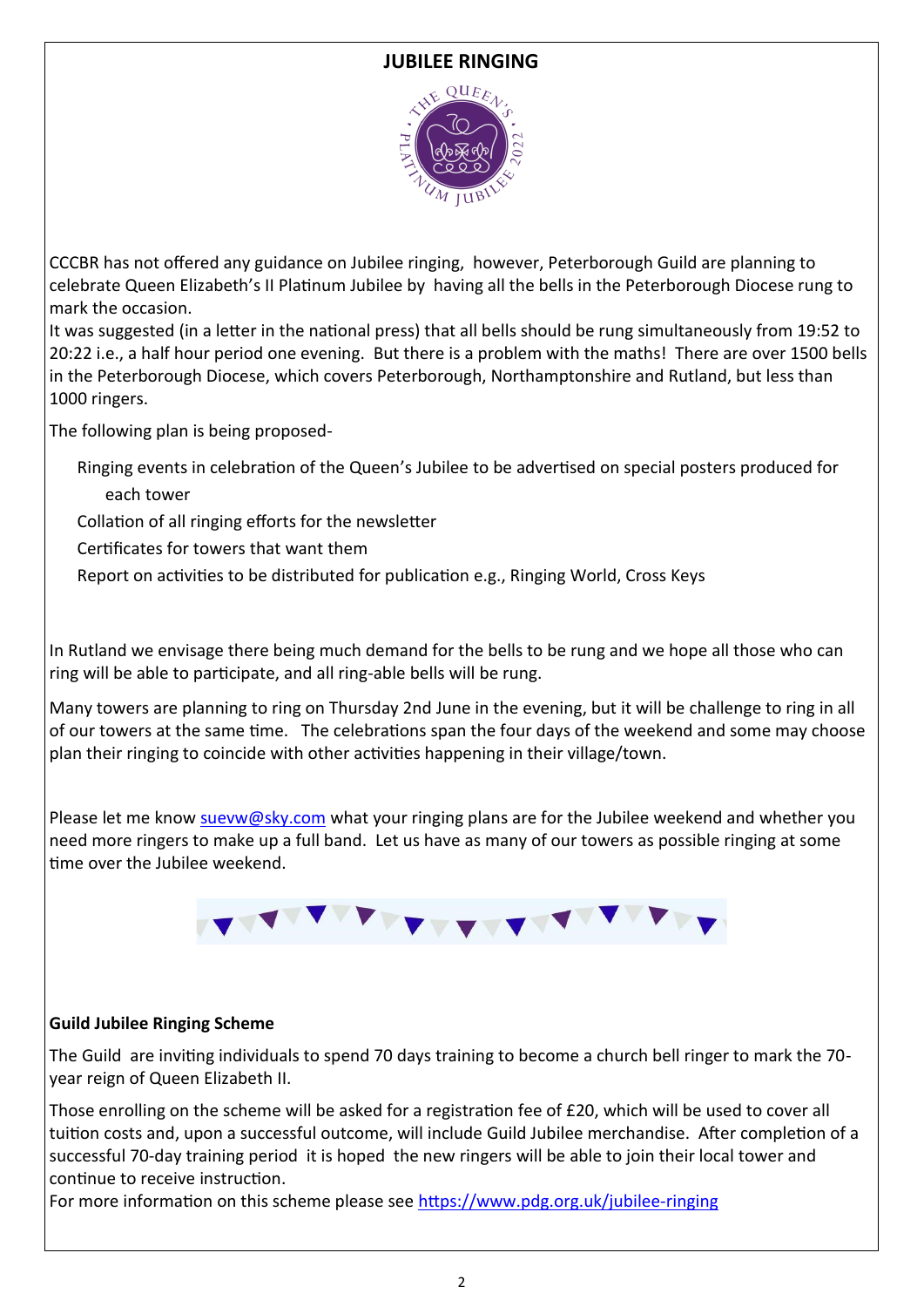## JUBILEE RINGING

CCCBR has not offered any guidance on Jubilee ringing, however, Peterborough Guild are planning to celebrate Queen Elizabeth's II Platinum Jubilee by having all the bells in the Peterborough Diocese rung to mark the occasion.

It was suggested (in a letter in the national press) that all bells should be rung simultaneously from 19:52 to 20:22 i.e., a half hour period one evening. But there is a problem with the maths! There are over 1500 bells in the Peterborough Diocese, which covers Peterborough, Northamptonshire and Rutland, but less than 1000 ringers.

The following plan is being proposed-

- Ringing events in celebration of the Queen's Jubilee to be advertised on special posters produced for each tower
- Collation of all ringing efforts for the newsletter
- Certificates for towers that want them
- Report on activities to be distributed for publication e.g., Ringing World, Cross Keys

In Rutland we envisage there being much demand for the bells to be rung and we hope all those who can ring will be able to participate, and all ring-able bells will be rung.

Many towers are planning to ring on Thursday 2nd June in the evening, but it will be challenge to ring in all of our towers at the same time. The celebrations span the four days of the weekend and some may choose plan their ringing to coincide with other activities happening in their village/town.

Please let me know suevw@sky.com what your ringing plans are for the Jubilee weekend and whether you need more ringers to make up a full band. Let us have as many of our towers as possible ringing at some time over the Jubilee weekend.

**Guild Jubilee Ringing Scheme**

The Guild are inviting individuals to spend 70 days training to become a church bell ringer to mark the 70-year reign of Queen Elizabeth II.

Those enrolling on the scheme will be asked for a registration fee of £20, which will be used to cover all tuition costs and, upon a successful outcome, will include Guild Jubilee merchandise. After completion of a successful 70-day training period it is hoped the new ringers will be able to join their local tower and continue to receive instruction.

For more information on this scheme please see https://www.pdg.org.uk/jubilee-ringing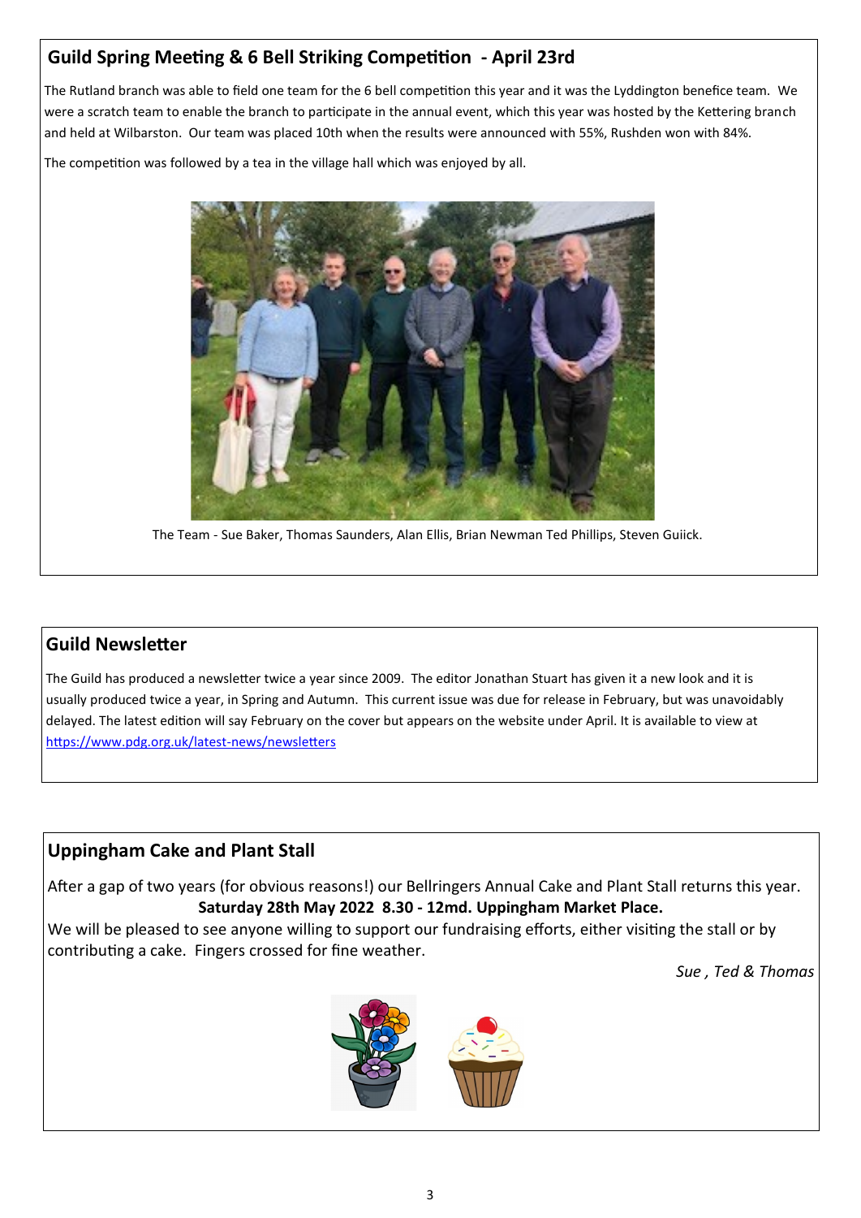## Guild Spring Meeting & 6 Bell Striking Competition - April 23rd

The Rutland branch was able to field one team for the 6 bell competition this year and it was the Lyddington benefice team. We were a scratch team to enable the branch to participate in the annual event, which this year was hosted by the Kettering branch and held at Wilbarston. Our team was placed 10th when the results were announced with 55%, Rushden won with 84%.

The competition was followed by a tea in the village hall which was enjoyed by all.

The Team - Sue Baker, Thomas Saunders, Alan Ellis, Brian Newman Ted Phillips, Steven Guiick.

## Guild Newsletter

The Guild has produced a newsletter twice a year since 2009. The editor Jonathan Stuart has given it a new look and it is usually produced twice a year, in Spring and Autumn. This current issue was due for release in February, but was unavoidably delayed. The latest edition will say February on the cover but appears on the website under April. It is available to view at https://www.pdg.org.uk/latest-news/newsletters

## Uppingham Cake and Plant Stall

After a gap of two years (for obvious reasons!) our Bellringers Annual Cake and Plant Stall returns this year.

**Saturday 28th May 2022 8.30 - 12md. Uppingham Market Place.**

We will be pleased to see anyone willing to support our fundraising efforts, either visiting the stall or by contributing a cake. Fingers crossed for fine weather.

*Sue , Ted & Thomas*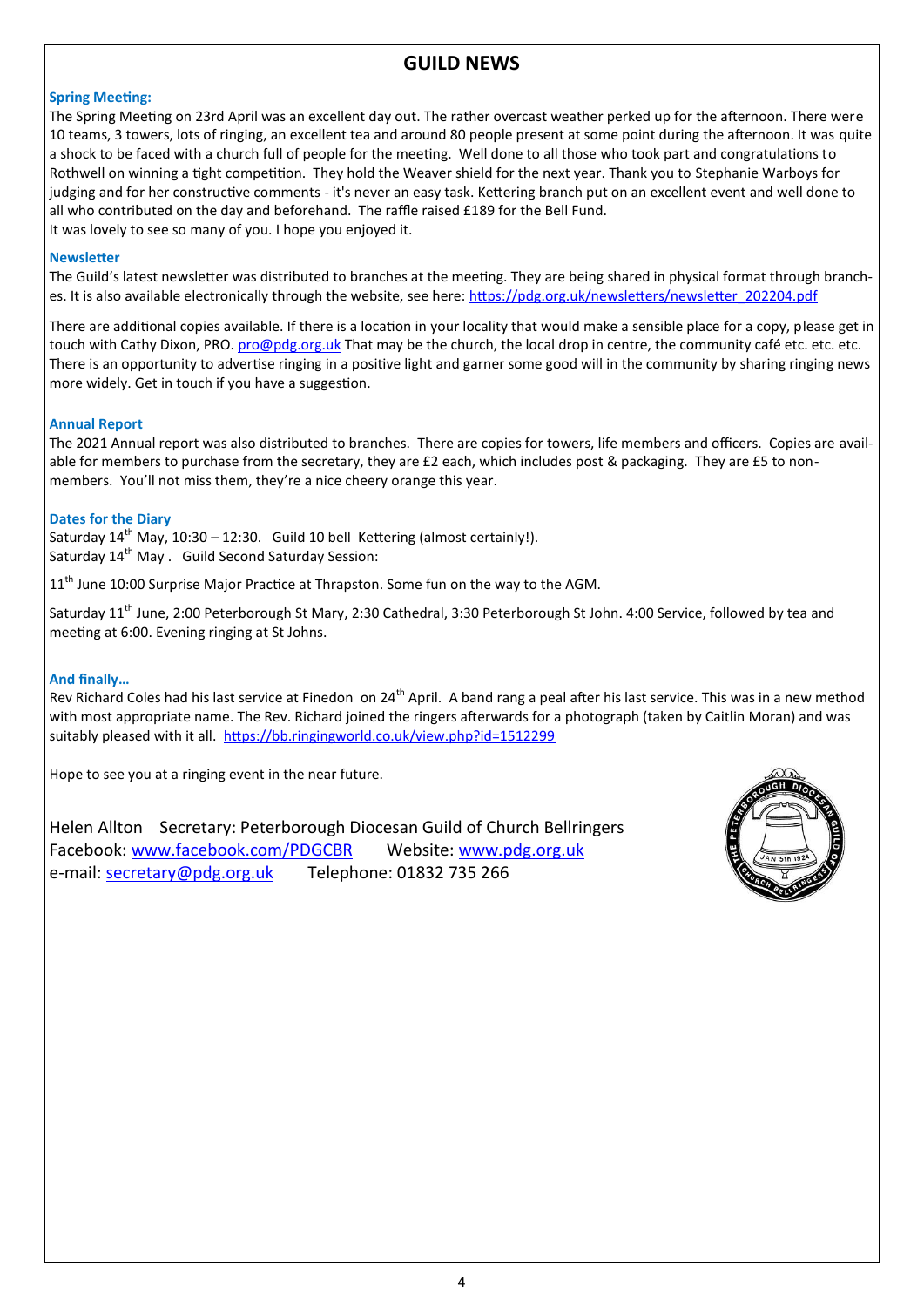# GUILD NEWS

### Spring Meeting:

The Spring Meeting on 23rd April was an excellent day out. The rather overcast weather perked up for the afternoon. There were 10 teams, 3 towers, lots of ringing, an excellent tea and around 80 people present at some point during the afternoon. It was quite a shock to be faced with a church full of people for the meeting. Well done to all those who took part and congratulations to Rothwell on winning a tight competition. They hold the Weaver shield for the next year. Thank you to Stephanie Warboys for judging and for her constructive comments - it's never an easy task. Kettering branch put on an excellent event and well done to all who contributed on the day and beforehand. The raffle raised £189 for the Bell Fund.
It was lovely to see so many of you. I hope you enjoyed it.

### Newsletter

The Guild's latest newsletter was distributed to branches at the meeting. They are being shared in physical format through branches. It is also available electronically through the website, see here: https://pdg.org.uk/newsletters/newsletter_202204.pdf

There are additional copies available. If there is a location in your locality that would make a sensible place for a copy, please get in touch with Cathy Dixon, PRO. pro@pdg.org.uk That may be the church, the local drop in centre, the community café etc. etc. etc. There is an opportunity to advertise ringing in a positive light and garner some good will in the community by sharing ringing news more widely. Get in touch if you have a suggestion.

### Annual Report

The 2021 Annual report was also distributed to branches. There are copies for towers, life members and officers. Copies are available for members to purchase from the secretary, they are £2 each, which includes post & packaging. They are £5 to non-members. You'll not miss them, they're a nice cheery orange this year.

### Dates for the Diary

Saturday 14th May, 10:30 – 12:30. Guild 10 bell Kettering (almost certainly!).
Saturday 14th May . Guild Second Saturday Session:

11th June 10:00 Surprise Major Practice at Thrapston. Some fun on the way to the AGM.

Saturday 11th June, 2:00 Peterborough St Mary, 2:30 Cathedral, 3:30 Peterborough St John. 4:00 Service, followed by tea and meeting at 6:00. Evening ringing at St Johns.

### And finally…

Rev Richard Coles had his last service at Finedon on 24th April. A band rang a peal after his last service. This was in a new method with most appropriate name. The Rev. Richard joined the ringers afterwards for a photograph (taken by Caitlin Moran) and was suitably pleased with it all. https://bb.ringingworld.co.uk/view.php?id=1512299

Hope to see you at a ringing event in the near future.

Helen Allton Secretary: Peterborough Diocesan Guild of Church Bellringers
Facebook: www.facebook.com/PDGCBR Website: www.pdg.org.uk
e-mail: secretary@pdg.org.uk Telephone: 01832 735 266